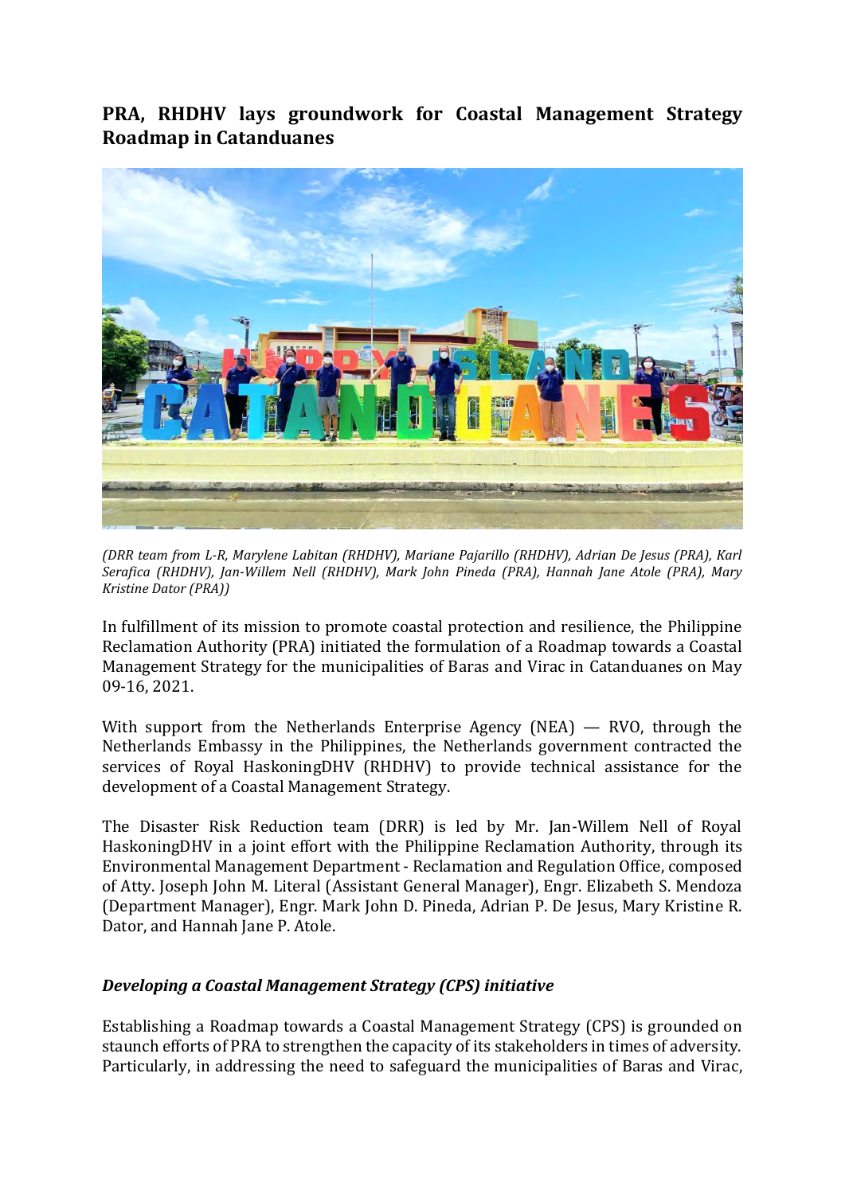# PRA, RHDHV lays groundwork for Coastal Management Strategy Roadmap in Catanduanes

*(DRR team from L-R, Marylene Labitan (RHDHV), Mariane Pajarillo (RHDHV), Adrian De Jesus (PRA), Karl Serafica (RHDHV), Jan-Willem Nell (RHDHV), Mark John Pineda (PRA), Hannah Jane Atole (PRA), Mary Kristine Dator (PRA))*

In fulfillment of its mission to promote coastal protection and resilience, the Philippine Reclamation Authority (PRA) initiated the formulation of a Roadmap towards a Coastal Management Strategy for the municipalities of Baras and Virac in Catanduanes on May 09-16, 2021.

With support from the Netherlands Enterprise Agency (NEA) — RVO, through the Netherlands Embassy in the Philippines, the Netherlands government contracted the services of Royal HaskoningDHV (RHDHV) to provide technical assistance for the development of a Coastal Management Strategy.

The Disaster Risk Reduction team (DRR) is led by Mr. Jan-Willem Nell of Royal HaskoningDHV in a joint effort with the Philippine Reclamation Authority, through its Environmental Management Department - Reclamation and Regulation Office, composed of Atty. Joseph John M. Literal (Assistant General Manager), Engr. Elizabeth S. Mendoza (Department Manager), Engr. Mark John D. Pineda, Adrian P. De Jesus, Mary Kristine R. Dator, and Hannah Jane P. Atole.

### *Developing a Coastal Management Strategy (CPS) initiative*

Establishing a Roadmap towards a Coastal Management Strategy (CPS) is grounded on staunch efforts of PRA to strengthen the capacity of its stakeholders in times of adversity. Particularly, in addressing the need to safeguard the municipalities of Baras and Virac,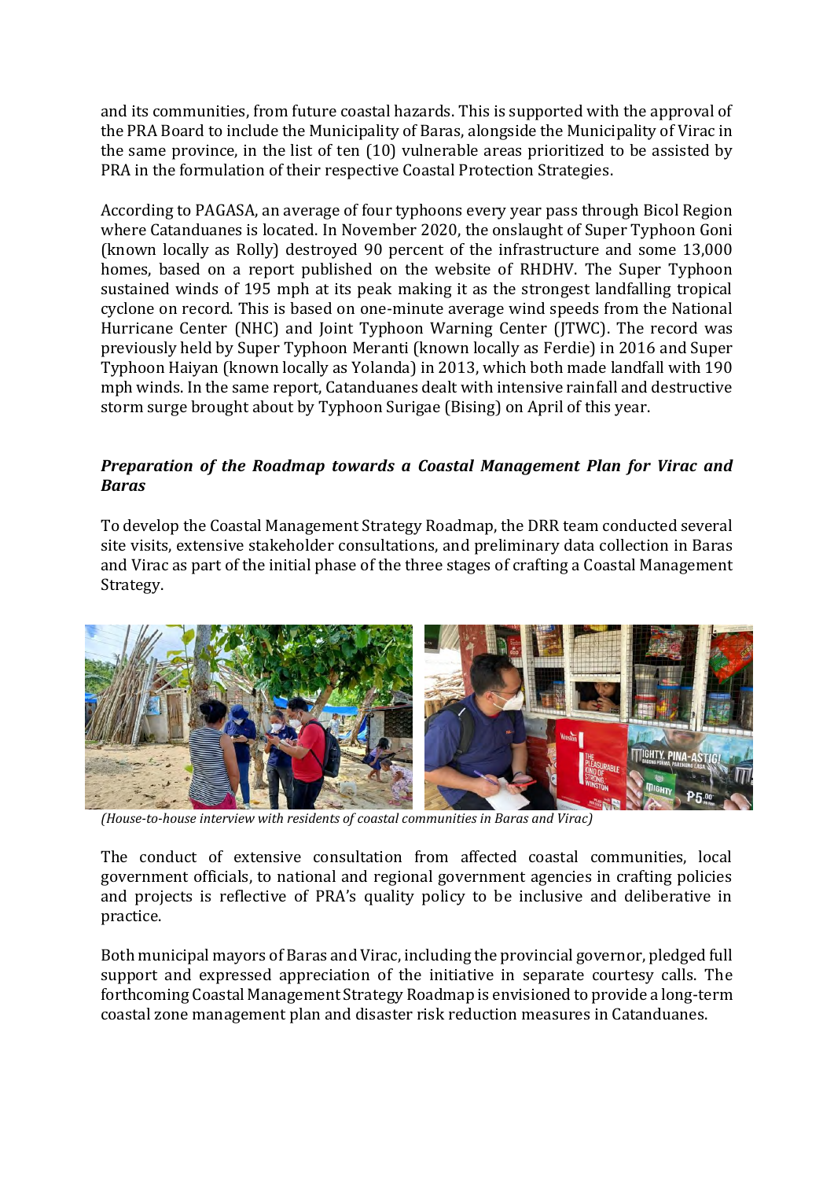and its communities, from future coastal hazards. This is supported with the approval of the PRA Board to include the Municipality of Baras, alongside the Municipality of Virac in the same province, in the list of ten (10) vulnerable areas prioritized to be assisted by PRA in the formulation of their respective Coastal Protection Strategies.

According to PAGASA, an average of four typhoons every year pass through Bicol Region where Catanduanes is located. In November 2020, the onslaught of Super Typhoon Goni (known locally as Rolly) destroyed 90 percent of the infrastructure and some 13,000 homes, based on a report published on the website of RHDHV. The Super Typhoon sustained winds of 195 mph at its peak making it as the strongest landfalling tropical cyclone on record. This is based on one-minute average wind speeds from the National Hurricane Center (NHC) and Joint Typhoon Warning Center (JTWC). The record was previously held by Super Typhoon Meranti (known locally as Ferdie) in 2016 and Super Typhoon Haiyan (known locally as Yolanda) in 2013, which both made landfall with 190 mph winds. In the same report, Catanduanes dealt with intensive rainfall and destructive storm surge brought about by Typhoon Surigae (Bising) on April of this year.

### ***Preparation of the Roadmap towards a Coastal Management Plan for Virac and Baras***

To develop the Coastal Management Strategy Roadmap, the DRR team conducted several site visits, extensive stakeholder consultations, and preliminary data collection in Baras and Virac as part of the initial phase of the three stages of crafting a Coastal Management Strategy.

*(House-to-house interview with residents of coastal communities in Baras and Virac)*

The conduct of extensive consultation from affected coastal communities, local government officials, to national and regional government agencies in crafting policies and projects is reflective of PRA's quality policy to be inclusive and deliberative in practice.

Both municipal mayors of Baras and Virac, including the provincial governor, pledged full support and expressed appreciation of the initiative in separate courtesy calls. The forthcoming Coastal Management Strategy Roadmap is envisioned to provide a long-term coastal zone management plan and disaster risk reduction measures in Catanduanes.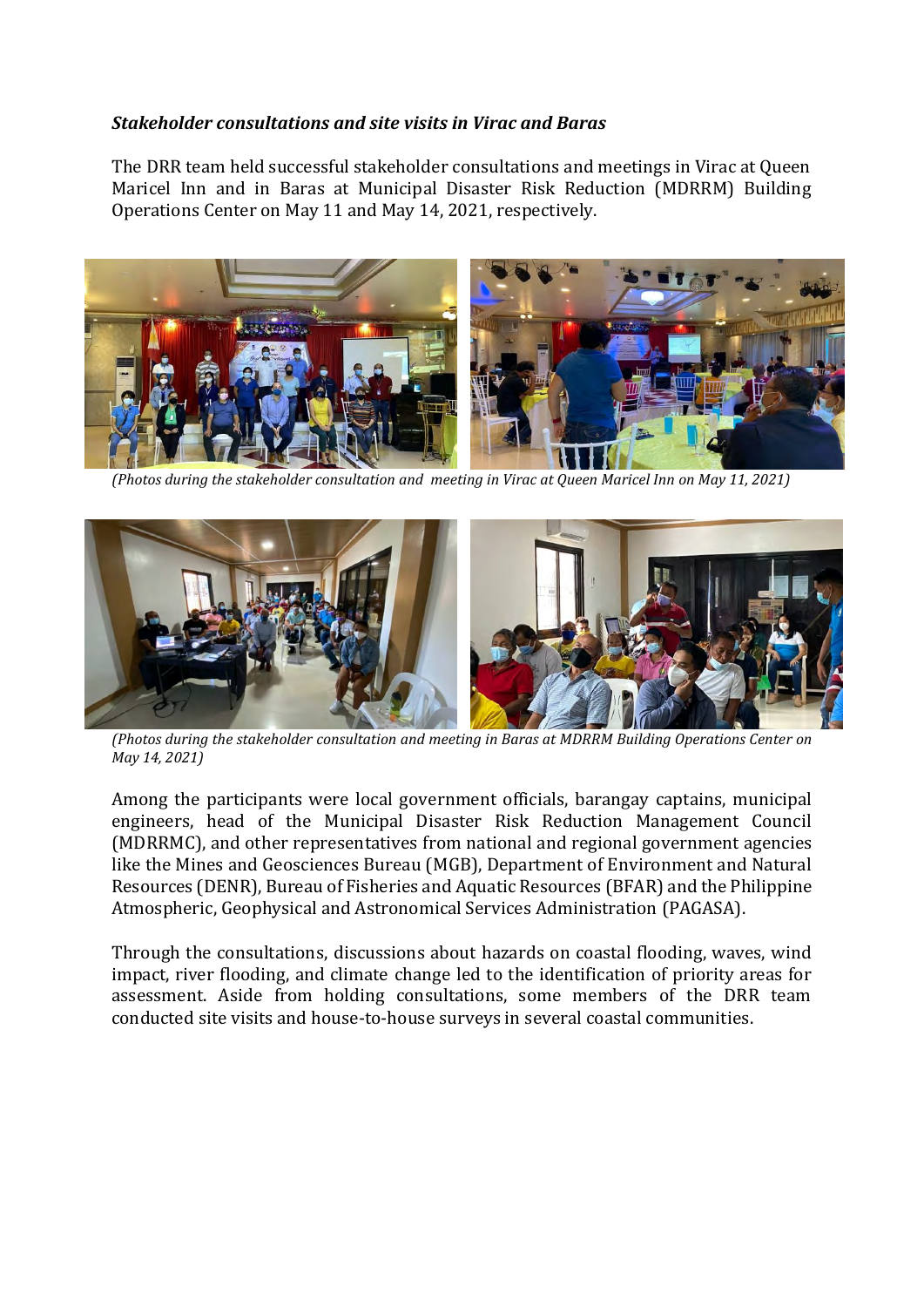***Stakeholder consultations and site visits in Virac and Baras***

The DRR team held successful stakeholder consultations and meetings in Virac at Queen Maricel Inn and in Baras at Municipal Disaster Risk Reduction (MDRRM) Building Operations Center on May 11 and May 14, 2021, respectively.

*(Photos during the stakeholder consultation and meeting in Virac at Queen Maricel Inn on May 11, 2021)*

*(Photos during the stakeholder consultation and meeting in Baras at MDRRM Building Operations Center on May 14, 2021)*

Among the participants were local government officials, barangay captains, municipal engineers, head of the Municipal Disaster Risk Reduction Management Council (MDRRMC), and other representatives from national and regional government agencies like the Mines and Geosciences Bureau (MGB), Department of Environment and Natural Resources (DENR), Bureau of Fisheries and Aquatic Resources (BFAR) and the Philippine Atmospheric, Geophysical and Astronomical Services Administration (PAGASA).

Through the consultations, discussions about hazards on coastal flooding, waves, wind impact, river flooding, and climate change led to the identification of priority areas for assessment. Aside from holding consultations, some members of the DRR team conducted site visits and house-to-house surveys in several coastal communities.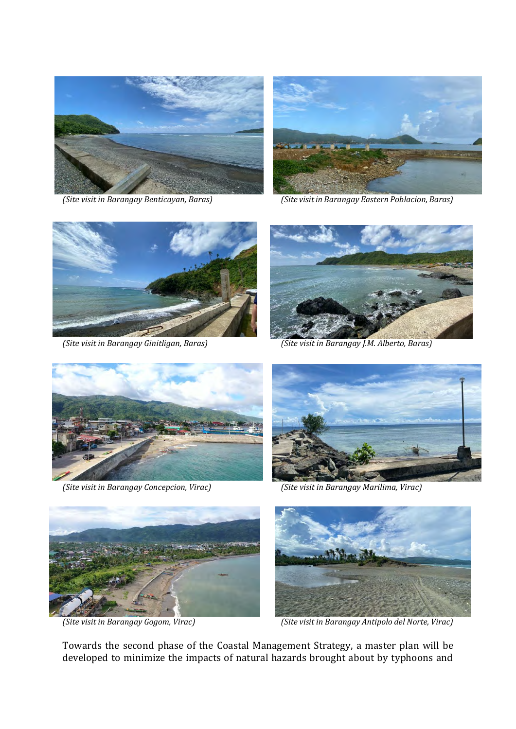*(Site visit in Barangay Benticayan, Baras)*

*(Site visit in Barangay Eastern Poblacion, Baras)*

*(Site visit in Barangay Ginitligan, Baras)*

*(Site visit in Barangay J.M. Alberto, Baras)*

*(Site visit in Barangay Concepcion, Virac)*

*(Site visit in Barangay Marilima, Virac)*

*(Site visit in Barangay Gogom, Virac)*

*(Site visit in Barangay Antipolo del Norte, Virac)*

Towards the second phase of the Coastal Management Strategy, a master plan will be developed to minimize the impacts of natural hazards brought about by typhoons and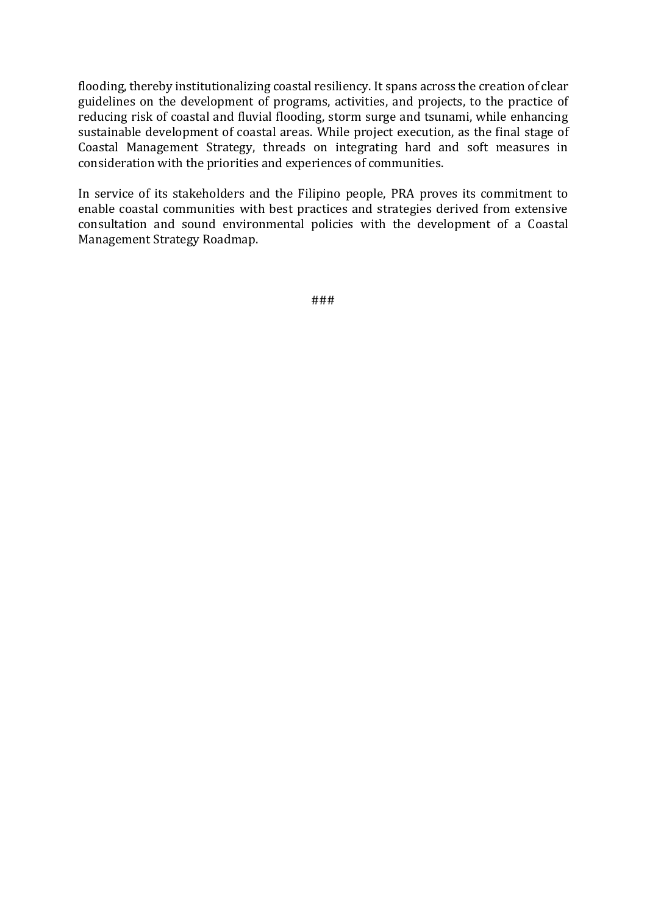flooding, thereby institutionalizing coastal resiliency. It spans across the creation of clear guidelines on the development of programs, activities, and projects, to the practice of reducing risk of coastal and fluvial flooding, storm surge and tsunami, while enhancing sustainable development of coastal areas. While project execution, as the final stage of Coastal Management Strategy, threads on integrating hard and soft measures in consideration with the priorities and experiences of communities.

In service of its stakeholders and the Filipino people, PRA proves its commitment to enable coastal communities with best practices and strategies derived from extensive consultation and sound environmental policies with the development of a Coastal Management Strategy Roadmap.

###